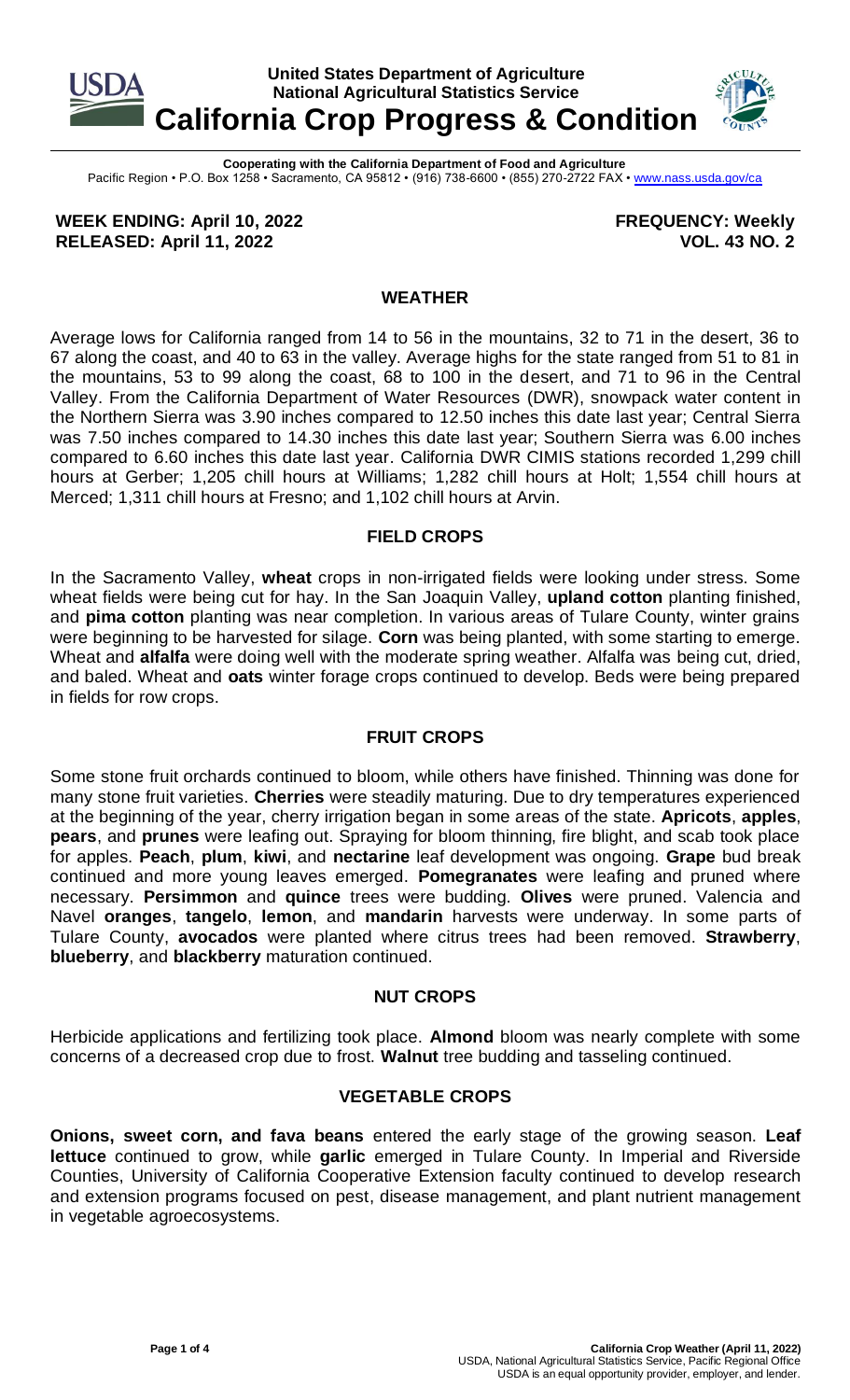**United States Department of Agriculture**
**National Agricultural Statistics Service**

# California Crop Progress & Condition

**Cooperating with the California Department of Food and Agriculture**
Pacific Region • P.O. Box 1258 • Sacramento, CA 95812 • (916) 738-6600 • (855) 270-2722 FAX • www.nass.usda.gov/ca

**WEEK ENDING: April 10, 2022** **FREQUENCY: Weekly**
**RELEASED: April 11, 2022** **VOL. 43 NO. 2**

## WEATHER

Average lows for California ranged from 14 to 56 in the mountains, 32 to 71 in the desert, 36 to 67 along the coast, and 40 to 63 in the valley. Average highs for the state ranged from 51 to 81 in the mountains, 53 to 99 along the coast, 68 to 100 in the desert, and 71 to 96 in the Central Valley. From the California Department of Water Resources (DWR), snowpack water content in the Northern Sierra was 3.90 inches compared to 12.50 inches this date last year; Central Sierra was 7.50 inches compared to 14.30 inches this date last year; Southern Sierra was 6.00 inches compared to 6.60 inches this date last year. California DWR CIMIS stations recorded 1,299 chill hours at Gerber; 1,205 chill hours at Williams; 1,282 chill hours at Holt; 1,554 chill hours at Merced; 1,311 chill hours at Fresno; and 1,102 chill hours at Arvin.

## FIELD CROPS

In the Sacramento Valley, **wheat** crops in non-irrigated fields were looking under stress. Some wheat fields were being cut for hay. In the San Joaquin Valley, **upland cotton** planting finished, and **pima cotton** planting was near completion. In various areas of Tulare County, winter grains were beginning to be harvested for silage. **Corn** was being planted, with some starting to emerge. Wheat and **alfalfa** were doing well with the moderate spring weather. Alfalfa was being cut, dried, and baled. Wheat and **oats** winter forage crops continued to develop. Beds were being prepared in fields for row crops.

## FRUIT CROPS

Some stone fruit orchards continued to bloom, while others have finished. Thinning was done for many stone fruit varieties. **Cherries** were steadily maturing. Due to dry temperatures experienced at the beginning of the year, cherry irrigation began in some areas of the state. **Apricots**, **apples**, **pears**, and **prunes** were leafing out. Spraying for bloom thinning, fire blight, and scab took place for apples. **Peach**, **plum**, **kiwi**, and **nectarine** leaf development was ongoing. **Grape** bud break continued and more young leaves emerged. **Pomegranates** were leafing and pruned where necessary. **Persimmon** and **quince** trees were budding. **Olives** were pruned. Valencia and Navel **oranges**, **tangelo**, **lemon**, and **mandarin** harvests were underway. In some parts of Tulare County, **avocados** were planted where citrus trees had been removed. **Strawberry**, **blueberry**, and **blackberry** maturation continued.

## NUT CROPS

Herbicide applications and fertilizing took place. **Almond** bloom was nearly complete with some concerns of a decreased crop due to frost. **Walnut** tree budding and tasseling continued.

## VEGETABLE CROPS

**Onions, sweet corn, and fava beans** entered the early stage of the growing season. **Leaf lettuce** continued to grow, while **garlic** emerged in Tulare County. In Imperial and Riverside Counties, University of California Cooperative Extension faculty continued to develop research and extension programs focused on pest, disease management, and plant nutrient management in vegetable agroecosystems.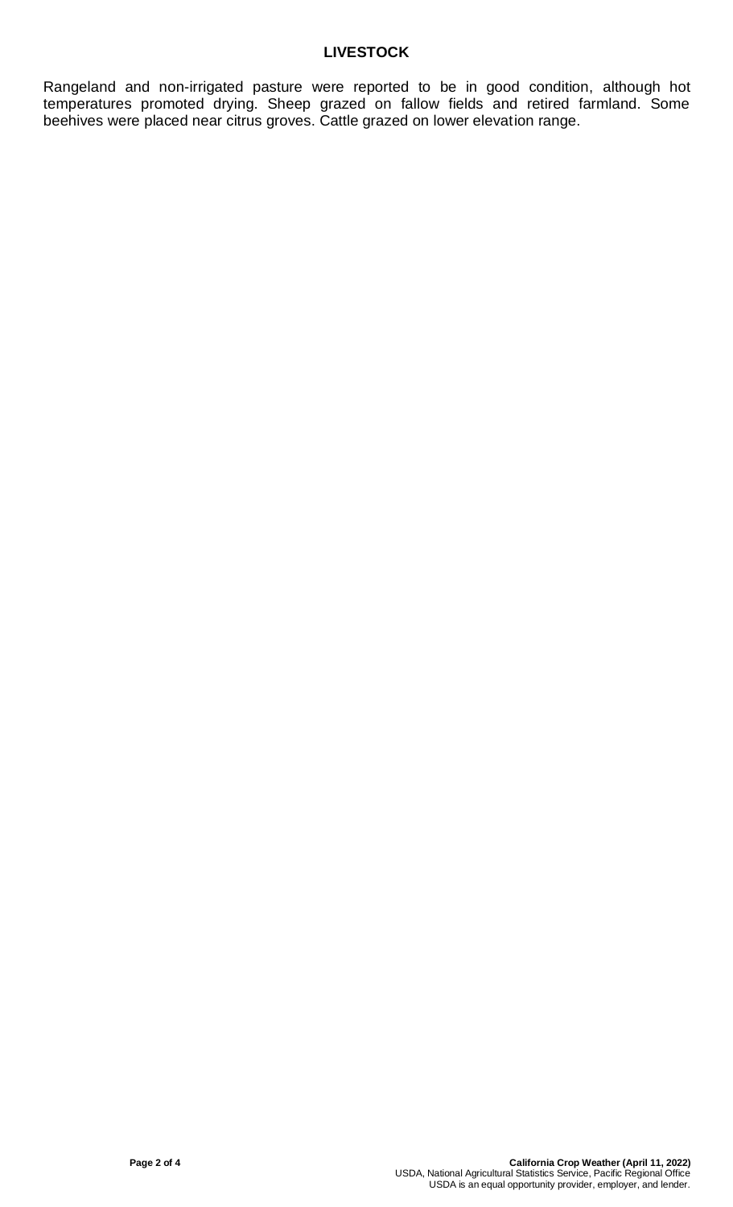## LIVESTOCK

Rangeland and non-irrigated pasture were reported to be in good condition, although hot temperatures promoted drying. Sheep grazed on fallow fields and retired farmland. Some beehives were placed near citrus groves. Cattle grazed on lower elevation range.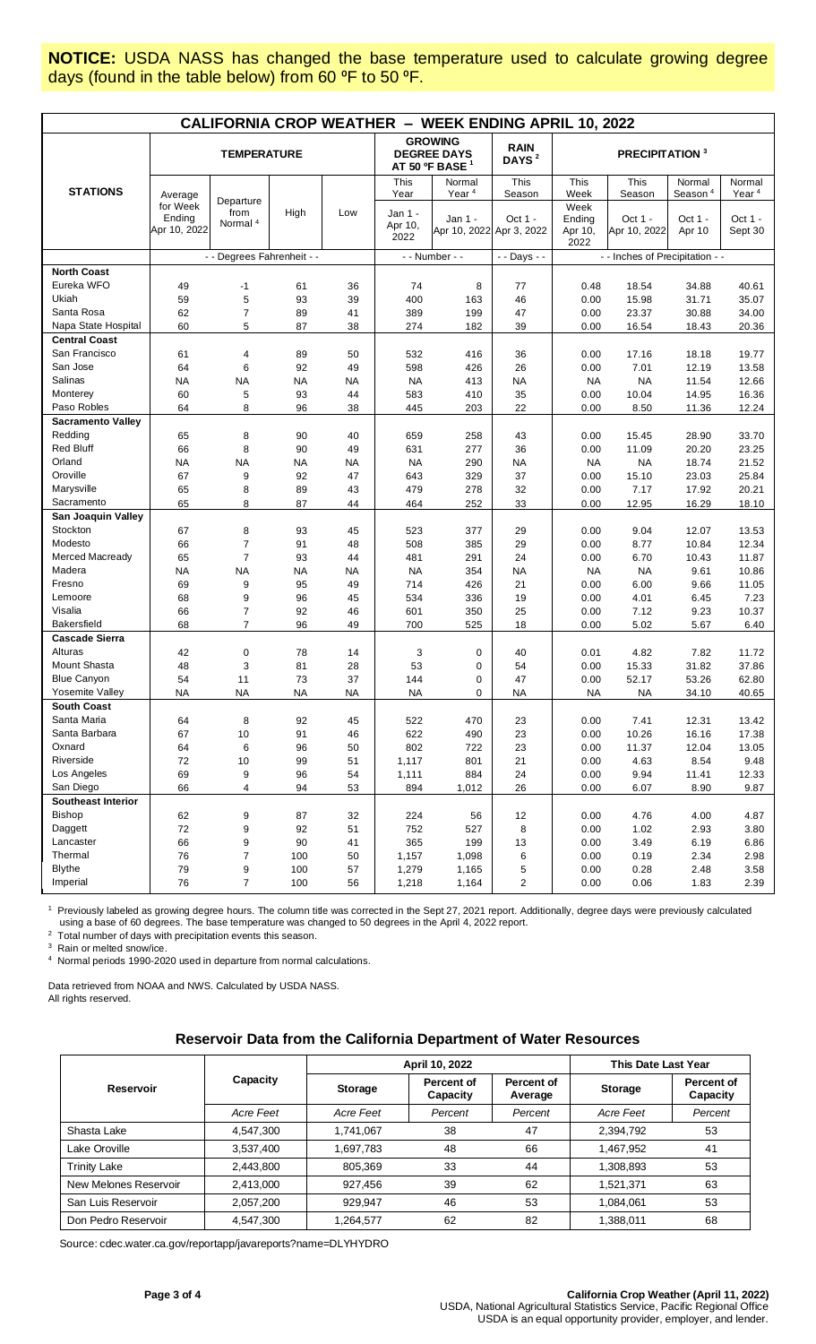**NOTICE:** USDA NASS has changed the base temperature used to calculate growing degree days (found in the table below) from 60 ºF to 50 ºF.

## CALIFORNIA CROP WEATHER – WEEK ENDING APRIL 10, 2022

| STATIONS | TEMPERATURE | | | | GROWING DEGREE DAYS AT 50 ºF BASE [1] | | RAIN DAYS [2] | PRECIPITATION [3] | | | |
|---|---|---|---|---|---|---|---|---|---|---|---|
| | Average for Week Ending Apr 10, 2022 | Departure from Normal [4] | High | Low | This Year Jan 1 - Apr 10, 2022 | Normal Year [4] Jan 1 - Apr 10, 2022 | This Season Oct 1 - Apr 3, 2022 | This Week Week Ending Apr 10, 2022 | This Season Oct 1 - Apr 10, 2022 | Normal Season [4] Oct 1 - Apr 10 | Normal Year [4] Oct 1 - Sept 30 |
| | - - Degrees Fahrenheit - - | | | | - - Number - - | | - - Days - - | - - Inches of Precipitation - - | | | |
| **North Coast** | | | | | | | | | | | |
| Eureka WFO | 49 | -1 | 61 | 36 | 74 | 8 | 77 | 0.48 | 18.54 | 34.88 | 40.61 |
| Ukiah | 59 | 5 | 93 | 39 | 400 | 163 | 46 | 0.00 | 15.98 | 31.71 | 35.07 |
| Santa Rosa | 62 | 7 | 89 | 41 | 389 | 199 | 47 | 0.00 | 23.37 | 30.88 | 34.00 |
| Napa State Hospital | 60 | 5 | 87 | 38 | 274 | 182 | 39 | 0.00 | 16.54 | 18.43 | 20.36 |
| **Central Coast** | | | | | | | | | | | |
| San Francisco | 61 | 4 | 89 | 50 | 532 | 416 | 36 | 0.00 | 17.16 | 18.18 | 19.77 |
| San Jose | 64 | 6 | 92 | 49 | 598 | 426 | 26 | 0.00 | 7.01 | 12.19 | 13.58 |
| Salinas | NA | NA | NA | NA | NA | 413 | NA | NA | NA | 11.54 | 12.66 |
| Monterey | 60 | 5 | 93 | 44 | 583 | 410 | 35 | 0.00 | 10.04 | 14.95 | 16.36 |
| Paso Robles | 64 | 8 | 96 | 38 | 445 | 203 | 22 | 0.00 | 8.50 | 11.36 | 12.24 |
| **Sacramento Valley** | | | | | | | | | | | |
| Redding | 65 | 8 | 90 | 40 | 659 | 258 | 43 | 0.00 | 15.45 | 28.90 | 33.70 |
| Red Bluff | 66 | 8 | 90 | 49 | 631 | 277 | 36 | 0.00 | 11.09 | 20.20 | 23.25 |
| Orland | NA | NA | NA | NA | NA | 290 | NA | NA | NA | 18.74 | 21.52 |
| Oroville | 67 | 9 | 92 | 47 | 643 | 329 | 37 | 0.00 | 15.10 | 23.03 | 25.84 |
| Marysville | 65 | 8 | 89 | 43 | 479 | 278 | 32 | 0.00 | 7.17 | 17.92 | 20.21 |
| Sacramento | 65 | 8 | 87 | 44 | 464 | 252 | 33 | 0.00 | 12.95 | 16.29 | 18.10 |
| **San Joaquin Valley** | | | | | | | | | | | |
| Stockton | 67 | 8 | 93 | 45 | 523 | 377 | 29 | 0.00 | 9.04 | 12.07 | 13.53 |
| Modesto | 66 | 7 | 91 | 48 | 508 | 385 | 29 | 0.00 | 8.77 | 10.84 | 12.34 |
| Merced Macready | 65 | 7 | 93 | 44 | 481 | 291 | 24 | 0.00 | 6.70 | 10.43 | 11.87 |
| Madera | NA | NA | NA | NA | NA | 354 | NA | NA | NA | 9.61 | 10.86 |
| Fresno | 69 | 9 | 95 | 49 | 714 | 426 | 21 | 0.00 | 6.00 | 9.66 | 11.05 |
| Lemoore | 68 | 9 | 96 | 45 | 534 | 336 | 19 | 0.00 | 4.01 | 6.45 | 7.23 |
| Visalia | 66 | 7 | 92 | 46 | 601 | 350 | 25 | 0.00 | 7.12 | 9.23 | 10.37 |
| Bakersfield | 68 | 7 | 96 | 49 | 700 | 525 | 18 | 0.00 | 5.02 | 5.67 | 6.40 |
| **Cascade Sierra** | | | | | | | | | | | |
| Alturas | 42 | 0 | 78 | 14 | 3 | 0 | 40 | 0.01 | 4.82 | 7.82 | 11.72 |
| Mount Shasta | 48 | 3 | 81 | 28 | 53 | 0 | 54 | 0.00 | 15.33 | 31.82 | 37.86 |
| Blue Canyon | 54 | 11 | 73 | 37 | 144 | 0 | 47 | 0.00 | 52.17 | 53.26 | 62.80 |
| Yosemite Valley | NA | NA | NA | NA | NA | 0 | NA | NA | NA | 34.10 | 40.65 |
| **South Coast** | | | | | | | | | | | |
| Santa Maria | 64 | 8 | 92 | 45 | 522 | 470 | 23 | 0.00 | 7.41 | 12.31 | 13.42 |
| Santa Barbara | 67 | 10 | 91 | 46 | 622 | 490 | 23 | 0.00 | 10.26 | 16.16 | 17.38 |
| Oxnard | 64 | 6 | 96 | 50 | 802 | 722 | 23 | 0.00 | 11.37 | 12.04 | 13.05 |
| Riverside | 72 | 10 | 99 | 51 | 1,117 | 801 | 21 | 0.00 | 4.63 | 8.54 | 9.48 |
| Los Angeles | 69 | 9 | 96 | 54 | 1,111 | 884 | 24 | 0.00 | 9.94 | 11.41 | 12.33 |
| San Diego | 66 | 4 | 94 | 53 | 894 | 1,012 | 26 | 0.00 | 6.07 | 8.90 | 9.87 |
| **Southeast Interior** | | | | | | | | | | | |
| Bishop | 62 | 9 | 87 | 32 | 224 | 56 | 12 | 0.00 | 4.76 | 4.00 | 4.87 |
| Daggett | 72 | 9 | 92 | 51 | 752 | 527 | 8 | 0.00 | 1.02 | 2.93 | 3.80 |
| Lancaster | 66 | 9 | 90 | 41 | 365 | 199 | 13 | 0.00 | 3.49 | 6.19 | 6.86 |
| Thermal | 76 | 7 | 100 | 50 | 1,157 | 1,098 | 6 | 0.00 | 0.19 | 2.34 | 2.98 |
| Blythe | 79 | 9 | 100 | 57 | 1,279 | 1,165 | 5 | 0.00 | 0.28 | 2.48 | 3.58 |
| Imperial | 76 | 7 | 100 | 56 | 1,218 | 1,164 | 2 | 0.00 | 0.06 | 1.83 | 2.39 |

[1] Previously labeled as growing degree hours. The column title was corrected in the Sept 27, 2021 report. Additionally, degree days were previously calculated using a base of 60 degrees. The base temperature was changed to 50 degrees in the April 4, 2022 report.

[2] Total number of days with precipitation events this season.

[3] Rain or melted snow/ice.

[4] Normal periods 1990-2020 used in departure from normal calculations.

Data retrieved from NOAA and NWS. Calculated by USDA NASS.
All rights reserved.

### Reservoir Data from the California Department of Water Resources

| Reservoir | Capacity | April 10, 2022 | | | This Date Last Year | |
|---|---|---|---|---|---|---|
| | | Storage | Percent of Capacity | Percent of Average | Storage | Percent of Capacity |
| | *Acre Feet* | *Acre Feet* | *Percent* | *Percent* | *Acre Feet* | *Percent* |
| Shasta Lake | 4,547,300 | 1,741,067 | 38 | 47 | 2,394,792 | 53 |
| Lake Oroville | 3,537,400 | 1,697,783 | 48 | 66 | 1,467,952 | 41 |
| Trinity Lake | 2,443,800 | 805,369 | 33 | 44 | 1,308,893 | 53 |
| New Melones Reservoir | 2,413,000 | 927,456 | 39 | 62 | 1,521,371 | 63 |
| San Luis Reservoir | 2,057,200 | 929,947 | 46 | 53 | 1,084,061 | 53 |
| Don Pedro Reservoir | 4,547,300 | 1,264,577 | 62 | 82 | 1,388,011 | 68 |

Source: cdec.water.ca.gov/reportapp/javareports?name=DLYHYDRO

USDA, National Agricultural Statistics Service, Pacific Regional Office
USDA is an equal opportunity provider, employer, and lender.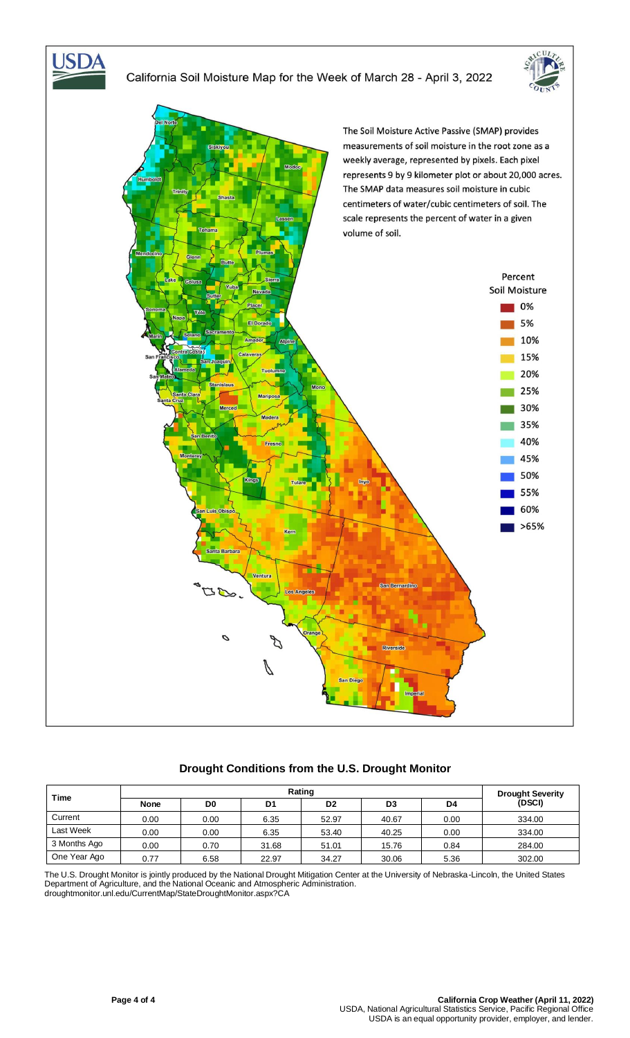# California Soil Moisture Map for the Week of March 28 - April 3, 2022

The Soil Moisture Active Passive (SMAP) provides measurements of soil moisture in the root zone as a weekly average, represented by pixels. Each pixel represents 9 by 9 kilometer plot or about 20,000 acres. The SMAP data measures soil moisture in cubic centimeters of water/cubic centimeters of soil. The scale represents the percent of water in a given volume of soil.

Percent Soil Moisture

0%
5%
10%
15%
20%
25%
30%
35%
40%
45%
50%
55%
60%
>65%

Del Norte
Siskiyou
Modoc
Humboldt
Trinity
Shasta
Lassen
Tehama
Mendocino
Glenn
Butte
Plumas
Lake
Colusa
Yuba
Sierra
Nevada
Sutter
Placer
Sonoma
Yolo
Napa
El Dorado
Marin
Solano
Sacramento
Amador
Alpine
Contra Costa
San Francisco
Calaveras
San Joaquin
Alameda
San Mateo
Tuolumne
Stanislaus
Mono
Santa Clara
Santa Cruz
Mariposa
Merced
Madera
San Benito
Fresno
Monterey
Kings
Tulare
Inyo
San Luis Obispo
Kern
Santa Barbara
Ventura
Los Angeles
San Bernardino
Orange
Riverside
San Diego
Imperial

## Drought Conditions from the U.S. Drought Monitor

| Time | Rating | | | | | | Drought Severity (DSCI) |
|---|---|---|---|---|---|---|---|
| | None | D0 | D1 | D2 | D3 | D4 | |
| Current | 0.00 | 0.00 | 6.35 | 52.97 | 40.67 | 0.00 | 334.00 |
| Last Week | 0.00 | 0.00 | 6.35 | 53.40 | 40.25 | 0.00 | 334.00 |
| 3 Months Ago | 0.00 | 0.70 | 31.68 | 51.01 | 15.76 | 0.84 | 284.00 |
| One Year Ago | 0.77 | 6.58 | 22.97 | 34.27 | 30.06 | 5.36 | 302.00 |

The U.S. Drought Monitor is jointly produced by the National Drought Mitigation Center at the University of Nebraska-Lincoln, the United States Department of Agriculture, and the National Oceanic and Atmospheric Administration.
droughtmonitor.unl.edu/CurrentMap/StateDroughtMonitor.aspx?CA

**California Crop Weather (April 11, 2022)**
USDA, National Agricultural Statistics Service, Pacific Regional Office
USDA is an equal opportunity provider, employer, and lender.